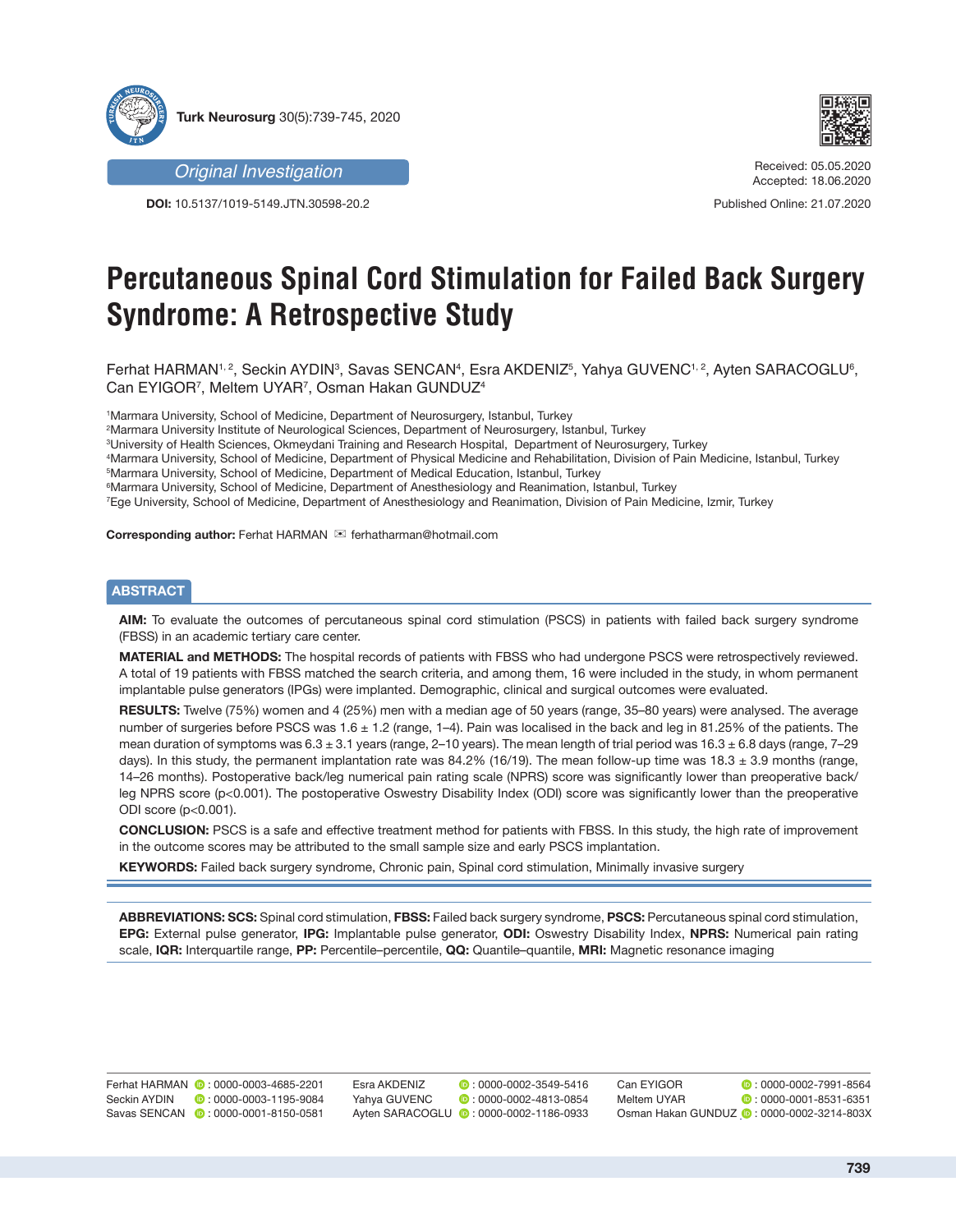*Original Investigation*

**DOI:** 10.5137/1019-5149.JTN.30598-20.2

Received: 05.05.2020
Accepted: 18.06.2020

Published Online: 21.07.2020

# Percutaneous Spinal Cord Stimulation for Failed Back Surgery Syndrome: A Retrospective Study

Ferhat HARMAN[1,2], Seckin AYDIN[3], Savas SENCAN[4], Esra AKDENIZ[5], Yahya GUVENC[1,2], Ayten SARACOGLU[6], Can EYIGOR[7], Meltem UYAR[7], Osman Hakan GUNDUZ[4]

[1]Marmara University, School of Medicine, Department of Neurosurgery, Istanbul, Turkey
[2]Marmara University Institute of Neurological Sciences, Department of Neurosurgery, Istanbul, Turkey
[3]University of Health Sciences, Okmeydani Training and Research Hospital, Department of Neurosurgery, Turkey
[4]Marmara University, School of Medicine, Department of Physical Medicine and Rehabilitation, Division of Pain Medicine, Istanbul, Turkey
[5]Marmara University, School of Medicine, Department of Medical Education, Istanbul, Turkey
[6]Marmara University, School of Medicine, Department of Anesthesiology and Reanimation, Istanbul, Turkey
[7]Ege University, School of Medicine, Department of Anesthesiology and Reanimation, Division of Pain Medicine, Izmir, Turkey

**Corresponding author:** Ferhat HARMAN ✉ ferhatharman@hotmail.com

## ABSTRACT

**AIM:** To evaluate the outcomes of percutaneous spinal cord stimulation (PSCS) in patients with failed back surgery syndrome (FBSS) in an academic tertiary care center.

**MATERIAL and METHODS:** The hospital records of patients with FBSS who had undergone PSCS were retrospectively reviewed. A total of 19 patients with FBSS matched the search criteria, and among them, 16 were included in the study, in whom permanent implantable pulse generators (IPGs) were implanted. Demographic, clinical and surgical outcomes were evaluated.

**RESULTS:** Twelve (75%) women and 4 (25%) men with a median age of 50 years (range, 35–80 years) were analysed. The average number of surgeries before PSCS was 1.6 ± 1.2 (range, 1–4). Pain was localised in the back and leg in 81.25% of the patients. The mean duration of symptoms was 6.3 ± 3.1 years (range, 2–10 years). The mean length of trial period was 16.3 ± 6.8 days (range, 7–29 days). In this study, the permanent implantation rate was 84.2% (16/19). The mean follow-up time was 18.3 ± 3.9 months (range, 14–26 months). Postoperative back/leg numerical pain rating scale (NPRS) score was significantly lower than preoperative back/leg NPRS score ($p<0.001$). The postoperative Oswestry Disability Index (ODI) score was significantly lower than the preoperative ODI score ($p<0.001$).

**CONCLUSION:** PSCS is a safe and effective treatment method for patients with FBSS. In this study, the high rate of improvement in the outcome scores may be attributed to the small sample size and early PSCS implantation.

**KEYWORDS:** Failed back surgery syndrome, Chronic pain, Spinal cord stimulation, Minimally invasive surgery

**ABBREVIATIONS: SCS:** Spinal cord stimulation, **FBSS:** Failed back surgery syndrome, **PSCS:** Percutaneous spinal cord stimulation, **EPG:** External pulse generator, **IPG:** Implantable pulse generator, **ODI:** Oswestry Disability Index, **NPRS:** Numerical pain rating scale, **IQR:** Interquartile range, **PP:** Percentile–percentile, **QQ:** Quantile–quantile, **MRI:** Magnetic resonance imaging

Ferhat HARMAN : 0000-0003-4685-2201
Seckin AYDIN : 0000-0003-1195-9084
Savas SENCAN : 0000-0001-8150-0581
Esra AKDENIZ : 0000-0002-3549-5416
Yahya GUVENC : 0000-0002-4813-0854
Ayten SARACOGLU : 0000-0002-1186-0933
Can EYIGOR : 0000-0002-7991-8564
Meltem UYAR : 0000-0001-8531-6351
Osman Hakan GUNDUZ : 0000-0002-3214-803X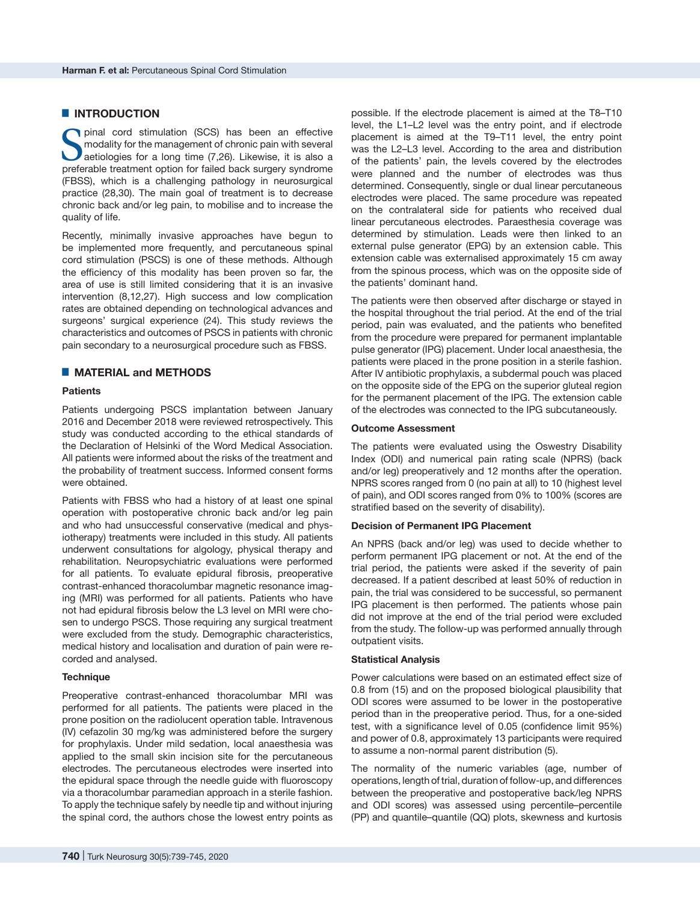## INTRODUCTION

Spinal cord stimulation (SCS) has been an effective modality for the management of chronic pain with several aetiologies for a long time (7,26). Likewise, it is also a preferable treatment option for failed back surgery syndrome (FBSS), which is a challenging pathology in neurosurgical practice (28,30). The main goal of treatment is to decrease chronic back and/or leg pain, to mobilise and to increase the quality of life.

Recently, minimally invasive approaches have begun to be implemented more frequently, and percutaneous spinal cord stimulation (PSCS) is one of these methods. Although the efficiency of this modality has been proven so far, the area of use is still limited considering that it is an invasive intervention (8,12,27). High success and low complication rates are obtained depending on technological advances and surgeons' surgical experience (24). This study reviews the characteristics and outcomes of PSCS in patients with chronic pain secondary to a neurosurgical procedure such as FBSS.

## MATERIAL and METHODS

### Patients

Patients undergoing PSCS implantation between January 2016 and December 2018 were reviewed retrospectively. This study was conducted according to the ethical standards of the Declaration of Helsinki of the Word Medical Association. All patients were informed about the risks of the treatment and the probability of treatment success. Informed consent forms were obtained.

Patients with FBSS who had a history of at least one spinal operation with postoperative chronic back and/or leg pain and who had unsuccessful conservative (medical and physiotherapy) treatments were included in this study. All patients underwent consultations for algology, physical therapy and rehabilitation. Neuropsychiatric evaluations were performed for all patients. To evaluate epidural fibrosis, preoperative contrast-enhanced thoracolumbar magnetic resonance imaging (MRI) was performed for all patients. Patients who have not had epidural fibrosis below the L3 level on MRI were chosen to undergo PSCS. Those requiring any surgical treatment were excluded from the study. Demographic characteristics, medical history and localisation and duration of pain were recorded and analysed.

### Technique

Preoperative contrast-enhanced thoracolumbar MRI was performed for all patients. The patients were placed in the prone position on the radiolucent operation table. Intravenous (IV) cefazolin 30 mg/kg was administered before the surgery for prophylaxis. Under mild sedation, local anaesthesia was applied to the small skin incision site for the percutaneous electrodes. The percutaneous electrodes were inserted into the epidural space through the needle guide with fluoroscopy via a thoracolumbar paramedian approach in a sterile fashion. To apply the technique safely by needle tip and without injuring the spinal cord, the authors chose the lowest entry points as possible. If the electrode placement is aimed at the T8–T10 level, the L1–L2 level was the entry point, and if electrode placement is aimed at the T9–T11 level, the entry point was the L2–L3 level. According to the area and distribution of the patients' pain, the levels covered by the electrodes were planned and the number of electrodes was thus determined. Consequently, single or dual linear percutaneous electrodes were placed. The same procedure was repeated on the contralateral side for patients who received dual linear percutaneous electrodes. Paraesthesia coverage was determined by stimulation. Leads were then linked to an external pulse generator (EPG) by an extension cable. This extension cable was externalised approximately 15 cm away from the spinous process, which was on the opposite side of the patients' dominant hand.

The patients were then observed after discharge or stayed in the hospital throughout the trial period. At the end of the trial period, pain was evaluated, and the patients who benefited from the procedure were prepared for permanent implantable pulse generator (IPG) placement. Under local anaesthesia, the patients were placed in the prone position in a sterile fashion. After IV antibiotic prophylaxis, a subdermal pouch was placed on the opposite side of the EPG on the superior gluteal region for the permanent placement of the IPG. The extension cable of the electrodes was connected to the IPG subcutaneously.

### Outcome Assessment

The patients were evaluated using the Oswestry Disability Index (ODI) and numerical pain rating scale (NPRS) (back and/or leg) preoperatively and 12 months after the operation. NPRS scores ranged from 0 (no pain at all) to 10 (highest level of pain), and ODI scores ranged from 0% to 100% (scores are stratified based on the severity of disability).

### Decision of Permanent IPG Placement

An NPRS (back and/or leg) was used to decide whether to perform permanent IPG placement or not. At the end of the trial period, the patients were asked if the severity of pain decreased. If a patient described at least 50% of reduction in pain, the trial was considered to be successful, so permanent IPG placement is then performed. The patients whose pain did not improve at the end of the trial period were excluded from the study. The follow-up was performed annually through outpatient visits.

### Statistical Analysis

Power calculations were based on an estimated effect size of 0.8 from (15) and on the proposed biological plausibility that ODI scores were assumed to be lower in the postoperative period than in the preoperative period. Thus, for a one-sided test, with a significance level of 0.05 (confidence limit 95%) and power of 0.8, approximately 13 participants were required to assume a non-normal parent distribution (5).

The normality of the numeric variables (age, number of operations, length of trial, duration of follow-up, and differences between the preoperative and postoperative back/leg NPRS and ODI scores) was assessed using percentile–percentile (PP) and quantile–quantile (QQ) plots, skewness and kurtosis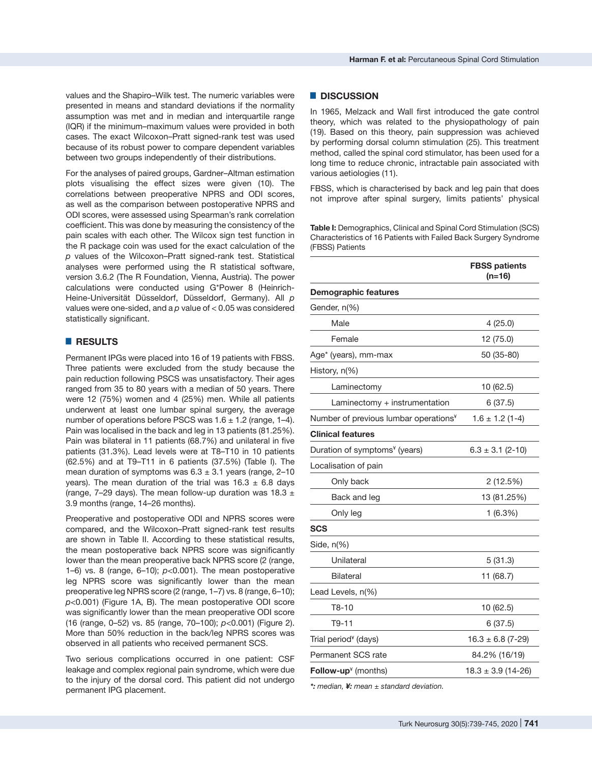values and the Shapiro–Wilk test. The numeric variables were presented in means and standard deviations if the normality assumption was met and in median and interquartile range (IQR) if the minimum–maximum values were provided in both cases. The exact Wilcoxon–Pratt signed-rank test was used because of its robust power to compare dependent variables between two groups independently of their distributions.

For the analyses of paired groups, Gardner–Altman estimation plots visualising the effect sizes were given (10). The correlations between preoperative NPRS and ODI scores, as well as the comparison between postoperative NPRS and ODI scores, were assessed using Spearman's rank correlation coefficient. This was done by measuring the consistency of the pain scales with each other. The Wilcox sign test function in the R package coin was used for the exact calculation of the *p* values of the Wilcoxon–Pratt signed-rank test. Statistical analyses were performed using the R statistical software, version 3.6.2 (The R Foundation, Vienna, Austria). The power calculations were conducted using G*Power 8 (Heinrich-Heine-Universität Düsseldorf, Düsseldorf, Germany). All *p* values were one-sided, and a *p* value of < 0.05 was considered statistically significant.

## RESULTS

Permanent IPGs were placed into 16 of 19 patients with FBSS. Three patients were excluded from the study because the pain reduction following PSCS was unsatisfactory. Their ages ranged from 35 to 80 years with a median of 50 years. There were 12 (75%) women and 4 (25%) men. While all patients underwent at least one lumbar spinal surgery, the average number of operations before PSCS was 1.6 ± 1.2 (range, 1–4). Pain was localised in the back and leg in 13 patients (81.25%). Pain was bilateral in 11 patients (68.7%) and unilateral in five patients (31.3%). Lead levels were at T8–T10 in 10 patients (62.5%) and at T9–T11 in 6 patients (37.5%) (Table I). The mean duration of symptoms was 6.3 ± 3.1 years (range, 2–10 years). The mean duration of the trial was 16.3 ± 6.8 days (range, 7–29 days). The mean follow-up duration was 18.3 ± 3.9 months (range, 14–26 months).

Preoperative and postoperative ODI and NPRS scores were compared, and the Wilcoxon–Pratt signed-rank test results are shown in Table II. According to these statistical results, the mean postoperative back NPRS score was significantly lower than the mean preoperative back NPRS score (2 (range, 1–6) vs. 8 (range, 6–10); $p<0.001$). The mean postoperative leg NPRS score was significantly lower than the mean preoperative leg NPRS score (2 (range, 1–7) vs. 8 (range, 6–10); $p<0.001$) (Figure 1A, B). The mean postoperative ODI score was significantly lower than the mean preoperative ODI score (16 (range, 0–52) vs. 85 (range, 70–100); $p<0.001$) (Figure 2). More than 50% reduction in the back/leg NPRS scores was observed in all patients who received permanent SCS.

Two serious complications occurred in one patient: CSF leakage and complex regional pain syndrome, which were due to the injury of the dorsal cord. This patient did not undergo permanent IPG placement.

## DISCUSSION

In 1965, Melzack and Wall first introduced the gate control theory, which was related to the physiopathology of pain (19). Based on this theory, pain suppression was achieved by performing dorsal column stimulation (25). This treatment method, called the spinal cord stimulator, has been used for a long time to reduce chronic, intractable pain associated with various aetiologies (11).

FBSS, which is characterised by back and leg pain that does not improve after spinal surgery, limits patients' physical

**Table I:** Demographics, Clinical and Spinal Cord Stimulation (SCS) Characteristics of 16 Patients with Failed Back Surgery Syndrome (FBSS) Patients

| | FBSS patients (n=16) |
|---|---|
| **Demographic features** | |
| Gender, n(%) | |
| Male | 4 (25.0) |
| Female | 12 (75.0) |
| Age* (years), mm-max | 50 (35-80) |
| History, n(%) | |
| Laminectomy | 10 (62.5) |
| Laminectomy + instrumentation | 6 (37.5) |
| Number of previous lumbar operations¥ | 1.6 ± 1.2 (1-4) |
| **Clinical features** | |
| Duration of symptoms¥ (years) | 6.3 ± 3.1 (2-10) |
| Localisation of pain | |
| Only back | 2 (12.5%) |
| Back and leg | 13 (81.25%) |
| Only leg | 1 (6.3%) |
| **SCS** | |
| Side, n(%) | |
| Unilateral | 5 (31.3) |
| Bilateral | 11 (68.7) |
| Lead Levels, n(%) | |
| T8-10 | 10 (62.5) |
| T9-11 | 6 (37.5) |
| Trial period¥ (days) | 16.3 ± 6.8 (7-29) |
| Permanent SCS rate | 84.2% (16/19) |
| **Follow-up**¥ (months) | 18.3 ± 3.9 (14-26) |

*\*: median, ¥: mean ± standard deviation.*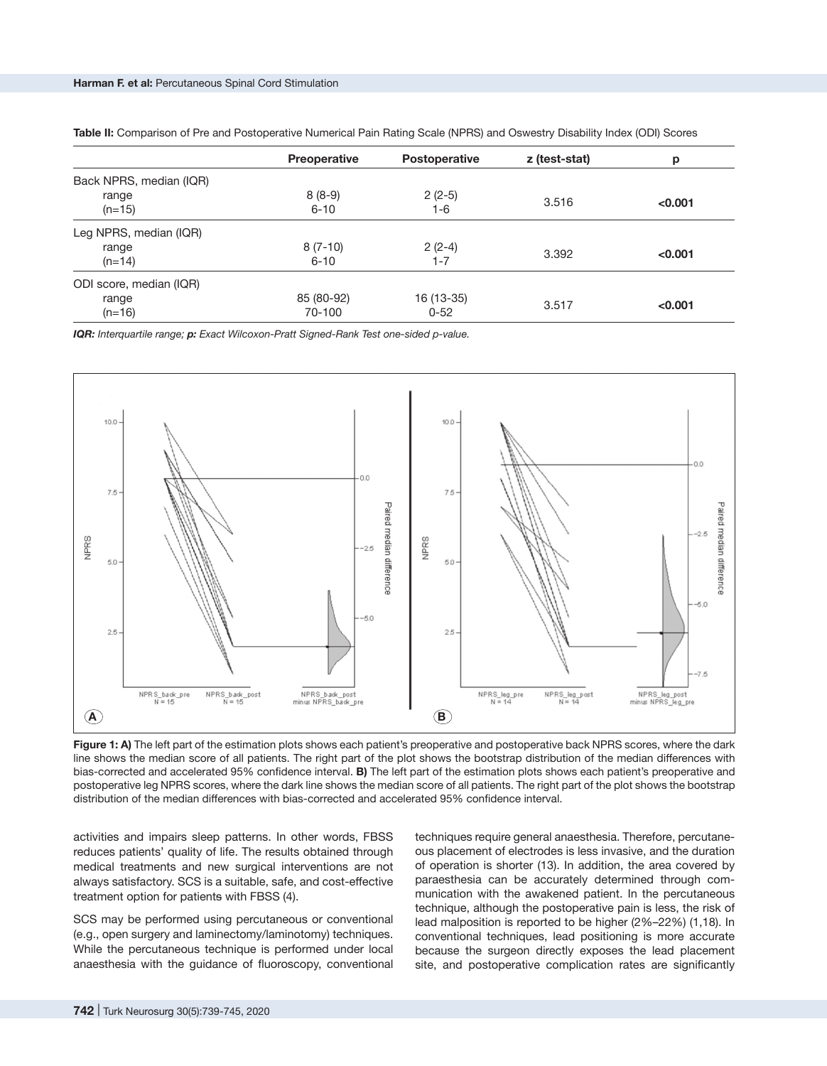**Table II:** Comparison of Pre and Postoperative Numerical Pain Rating Scale (NPRS) and Oswestry Disability Index (ODI) Scores

| | Preoperative | Postoperative | z (test-stat) | p |
|---|---|---|---|---|
| Back NPRS, median (IQR) range (n=15) | 8 (8-9) 6-10 | 2 (2-5) 1-6 | 3.516 | **<0.001** |
| Leg NPRS, median (IQR) range (n=14) | 8 (7-10) 6-10 | 2 (2-4) 1-7 | 3.392 | **<0.001** |
| ODI score, median (IQR) range (n=16) | 85 (80-92) 70-100 | 16 (13-35) 0-52 | 3.517 | **<0.001** |

***IQR:** Interquartile range; **p:** Exact Wilcoxon-Pratt Signed-Rank Test one-sided p-value.*

**Figure 1: A)** The left part of the estimation plots shows each patient's preoperative and postoperative back NPRS scores, where the dark line shows the median score of all patients. The right part of the plot shows the bootstrap distribution of the median differences with bias-corrected and accelerated 95% confidence interval. **B)** The left part of the estimation plots shows each patient's preoperative and postoperative leg NPRS scores, where the dark line shows the median score of all patients. The right part of the plot shows the bootstrap distribution of the median differences with bias-corrected and accelerated 95% confidence interval.

activities and impairs sleep patterns. In other words, FBSS reduces patients' quality of life. The results obtained through medical treatments and new surgical interventions are not always satisfactory. SCS is a suitable, safe, and cost-effective treatment option for patients with FBSS (4).

SCS may be performed using percutaneous or conventional (e.g., open surgery and laminectomy/laminotomy) techniques. While the percutaneous technique is performed under local anaesthesia with the guidance of fluoroscopy, conventional techniques require general anaesthesia. Therefore, percutaneous placement of electrodes is less invasive, and the duration of operation is shorter (13). In addition, the area covered by paraesthesia can be accurately determined through communication with the awakened patient. In the percutaneous technique, although the postoperative pain is less, the risk of lead malposition is reported to be higher (2%–22%) (1,18). In conventional techniques, lead positioning is more accurate because the surgeon directly exposes the lead placement site, and postoperative complication rates are significantly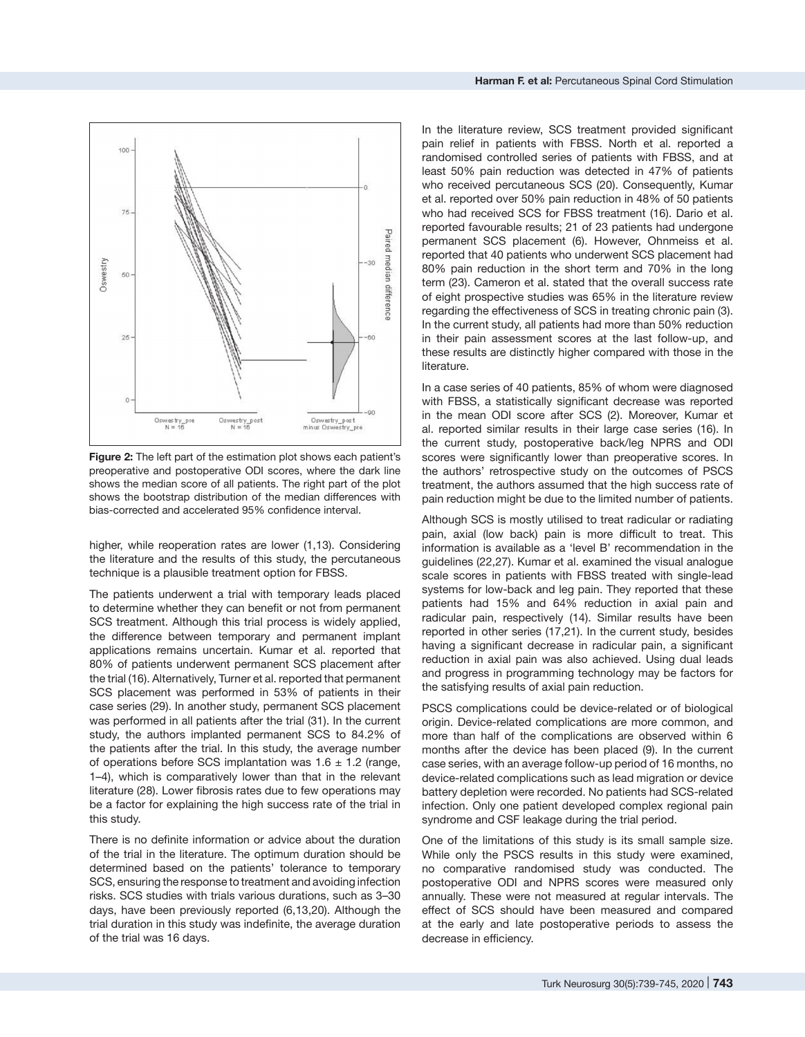**Figure 2:** The left part of the estimation plot shows each patient's preoperative and postoperative ODI scores, where the dark line shows the median score of all patients. The right part of the plot shows the bootstrap distribution of the median differences with bias-corrected and accelerated 95% confidence interval.

higher, while reoperation rates are lower (1,13). Considering the literature and the results of this study, the percutaneous technique is a plausible treatment option for FBSS.

The patients underwent a trial with temporary leads placed to determine whether they can benefit or not from permanent SCS treatment. Although this trial process is widely applied, the difference between temporary and permanent implant applications remains uncertain. Kumar et al. reported that 80% of patients underwent permanent SCS placement after the trial (16). Alternatively, Turner et al. reported that permanent SCS placement was performed in 53% of patients in their case series (29). In another study, permanent SCS placement was performed in all patients after the trial (31). In the current study, the authors implanted permanent SCS to 84.2% of the patients after the trial. In this study, the average number of operations before SCS implantation was 1.6 ± 1.2 (range, 1–4), which is comparatively lower than that in the relevant literature (28). Lower fibrosis rates due to few operations may be a factor for explaining the high success rate of the trial in this study.

There is no definite information or advice about the duration of the trial in the literature. The optimum duration should be determined based on the patients' tolerance to temporary SCS, ensuring the response to treatment and avoiding infection risks. SCS studies with trials various durations, such as 3–30 days, have been previously reported (6,13,20). Although the trial duration in this study was indefinite, the average duration of the trial was 16 days.

In the literature review, SCS treatment provided significant pain relief in patients with FBSS. North et al. reported a randomised controlled series of patients with FBSS, and at least 50% pain reduction was detected in 47% of patients who received percutaneous SCS (20). Consequently, Kumar et al. reported over 50% pain reduction in 48% of 50 patients who had received SCS for FBSS treatment (16). Dario et al. reported favourable results; 21 of 23 patients had undergone permanent SCS placement (6). However, Ohnmeiss et al. reported that 40 patients who underwent SCS placement had 80% pain reduction in the short term and 70% in the long term (23). Cameron et al. stated that the overall success rate of eight prospective studies was 65% in the literature review regarding the effectiveness of SCS in treating chronic pain (3). In the current study, all patients had more than 50% reduction in their pain assessment scores at the last follow-up, and these results are distinctly higher compared with those in the literature.

In a case series of 40 patients, 85% of whom were diagnosed with FBSS, a statistically significant decrease was reported in the mean ODI score after SCS (2). Moreover, Kumar et al. reported similar results in their large case series (16). In the current study, postoperative back/leg NPRS and ODI scores were significantly lower than preoperative scores. In the authors' retrospective study on the outcomes of PSCS treatment, the authors assumed that the high success rate of pain reduction might be due to the limited number of patients.

Although SCS is mostly utilised to treat radicular or radiating pain, axial (low back) pain is more difficult to treat. This information is available as a 'level B' recommendation in the guidelines (22,27). Kumar et al. examined the visual analogue scale scores in patients with FBSS treated with single-lead systems for low-back and leg pain. They reported that these patients had 15% and 64% reduction in axial pain and radicular pain, respectively (14). Similar results have been reported in other series (17,21). In the current study, besides having a significant decrease in radicular pain, a significant reduction in axial pain was also achieved. Using dual leads and progress in programming technology may be factors for the satisfying results of axial pain reduction.

PSCS complications could be device-related or of biological origin. Device-related complications are more common, and more than half of the complications are observed within 6 months after the device has been placed (9). In the current case series, with an average follow-up period of 16 months, no device-related complications such as lead migration or device battery depletion were recorded. No patients had SCS-related infection. Only one patient developed complex regional pain syndrome and CSF leakage during the trial period.

One of the limitations of this study is its small sample size. While only the PSCS results in this study were examined, no comparative randomised study was conducted. The postoperative ODI and NPRS scores were measured only annually. These were not measured at regular intervals. The effect of SCS should have been measured and compared at the early and late postoperative periods to assess the decrease in efficiency.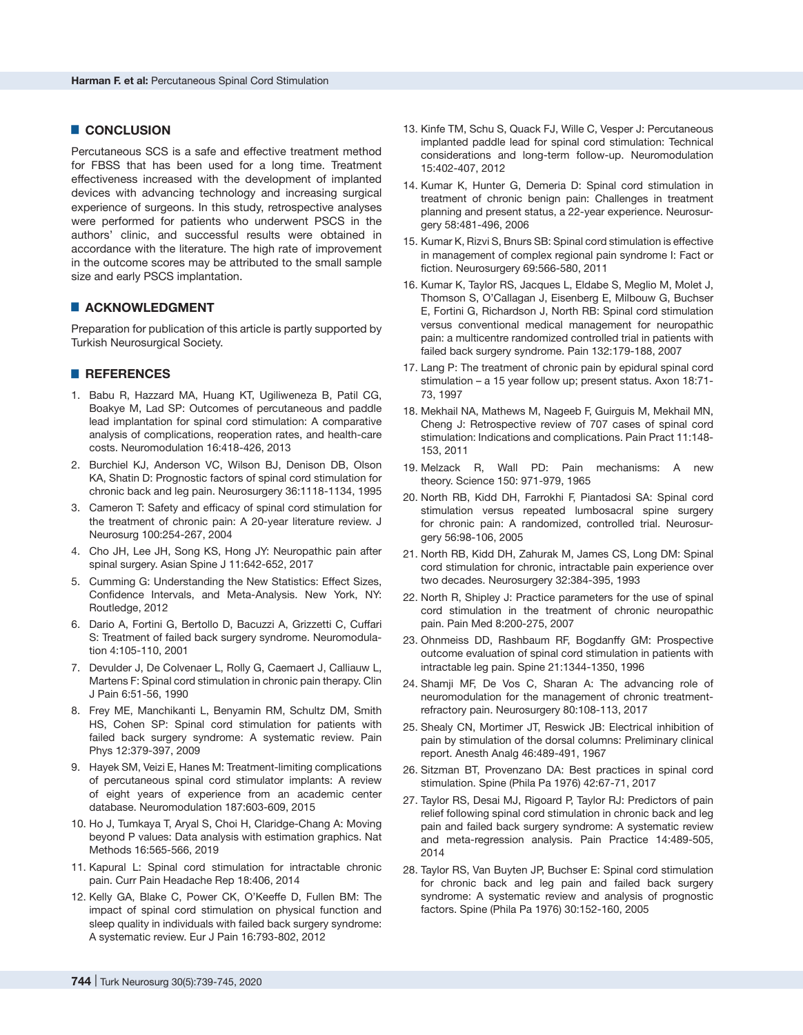## CONCLUSION

Percutaneous SCS is a safe and effective treatment method for FBSS that has been used for a long time. Treatment effectiveness increased with the development of implanted devices with advancing technology and increasing surgical experience of surgeons. In this study, retrospective analyses were performed for patients who underwent PSCS in the authors' clinic, and successful results were obtained in accordance with the literature. The high rate of improvement in the outcome scores may be attributed to the small sample size and early PSCS implantation.

## ACKNOWLEDGMENT

Preparation for publication of this article is partly supported by Turkish Neurosurgical Society.

## REFERENCES

1. Babu R, Hazzard MA, Huang KT, Ugiliweneza B, Patil CG, Boakye M, Lad SP: Outcomes of percutaneous and paddle lead implantation for spinal cord stimulation: A comparative analysis of complications, reoperation rates, and health-care costs. Neuromodulation 16:418-426, 2013
2. Burchiel KJ, Anderson VC, Wilson BJ, Denison DB, Olson KA, Shatin D: Prognostic factors of spinal cord stimulation for chronic back and leg pain. Neurosurgery 36:1118-1134, 1995
3. Cameron T: Safety and efficacy of spinal cord stimulation for the treatment of chronic pain: A 20-year literature review. J Neurosurg 100:254-267, 2004
4. Cho JH, Lee JH, Song KS, Hong JY: Neuropathic pain after spinal surgery. Asian Spine J 11:642-652, 2017
5. Cumming G: Understanding the New Statistics: Effect Sizes, Confidence Intervals, and Meta-Analysis. New York, NY: Routledge, 2012
6. Dario A, Fortini G, Bertollo D, Bacuzzi A, Grizzetti C, Cuffari S: Treatment of failed back surgery syndrome. Neuromodulation 4:105-110, 2001
7. Devulder J, De Colvenaer L, Rolly G, Caemaert J, Calliauw L, Martens F: Spinal cord stimulation in chronic pain therapy. Clin J Pain 6:51-56, 1990
8. Frey ME, Manchikanti L, Benyamin RM, Schultz DM, Smith HS, Cohen SP: Spinal cord stimulation for patients with failed back surgery syndrome: A systematic review. Pain Phys 12:379-397, 2009
9. Hayek SM, Veizi E, Hanes M: Treatment-limiting complications of percutaneous spinal cord stimulator implants: A review of eight years of experience from an academic center database. Neuromodulation 187:603-609, 2015
10. Ho J, Tumkaya T, Aryal S, Choi H, Claridge-Chang A: Moving beyond P values: Data analysis with estimation graphics. Nat Methods 16:565-566, 2019
11. Kapural L: Spinal cord stimulation for intractable chronic pain. Curr Pain Headache Rep 18:406, 2014
12. Kelly GA, Blake C, Power CK, O'Keeffe D, Fullen BM: The impact of spinal cord stimulation on physical function and sleep quality in individuals with failed back surgery syndrome: A systematic review. Eur J Pain 16:793-802, 2012
13. Kinfe TM, Schu S, Quack FJ, Wille C, Vesper J: Percutaneous implanted paddle lead for spinal cord stimulation: Technical considerations and long-term follow-up. Neuromodulation 15:402-407, 2012
14. Kumar K, Hunter G, Demeria D: Spinal cord stimulation in treatment of chronic benign pain: Challenges in treatment planning and present status, a 22-year experience. Neurosurgery 58:481-496, 2006
15. Kumar K, Rizvi S, Bnurs SB: Spinal cord stimulation is effective in management of complex regional pain syndrome I: Fact or fiction. Neurosurgery 69:566-580, 2011
16. Kumar K, Taylor RS, Jacques L, Eldabe S, Meglio M, Molet J, Thomson S, O'Callagan J, Eisenberg E, Milbouw G, Buchser E, Fortini G, Richardson J, North RB: Spinal cord stimulation versus conventional medical management for neuropathic pain: a multicentre randomized controlled trial in patients with failed back surgery syndrome. Pain 132:179-188, 2007
17. Lang P: The treatment of chronic pain by epidural spinal cord stimulation – a 15 year follow up; present status. Axon 18:71-73, 1997
18. Mekhail NA, Mathews M, Nageeb F, Guirguis M, Mekhail MN, Cheng J: Retrospective review of 707 cases of spinal cord stimulation: Indications and complications. Pain Pract 11:148-153, 2011
19. Melzack R, Wall PD: Pain mechanisms: A new theory. Science 150: 971-979, 1965
20. North RB, Kidd DH, Farrokhi F, Piantadosi SA: Spinal cord stimulation versus repeated lumbosacral spine surgery for chronic pain: A randomized, controlled trial. Neurosurgery 56:98-106, 2005
21. North RB, Kidd DH, Zahurak M, James CS, Long DM: Spinal cord stimulation for chronic, intractable pain experience over two decades. Neurosurgery 32:384-395, 1993
22. North R, Shipley J: Practice parameters for the use of spinal cord stimulation in the treatment of chronic neuropathic pain. Pain Med 8:200-275, 2007
23. Ohnmeiss DD, Rashbaum RF, Bogdanffy GM: Prospective outcome evaluation of spinal cord stimulation in patients with intractable leg pain. Spine 21:1344-1350, 1996
24. Shamji MF, De Vos C, Sharan A: The advancing role of neuromodulation for the management of chronic treatment-refractory pain. Neurosurgery 80:108-113, 2017
25. Shealy CN, Mortimer JT, Reswick JB: Electrical inhibition of pain by stimulation of the dorsal columns: Preliminary clinical report. Anesth Analg 46:489-491, 1967
26. Sitzman BT, Provenzano DA: Best practices in spinal cord stimulation. Spine (Phila Pa 1976) 42:67-71, 2017
27. Taylor RS, Desai MJ, Rigoard P, Taylor RJ: Predictors of pain relief following spinal cord stimulation in chronic back and leg pain and failed back surgery syndrome: A systematic review and meta-regression analysis. Pain Practice 14:489-505, 2014
28. Taylor RS, Van Buyten JP, Buchser E: Spinal cord stimulation for chronic back and leg pain and failed back surgery syndrome: A systematic review and analysis of prognostic factors. Spine (Phila Pa 1976) 30:152-160, 2005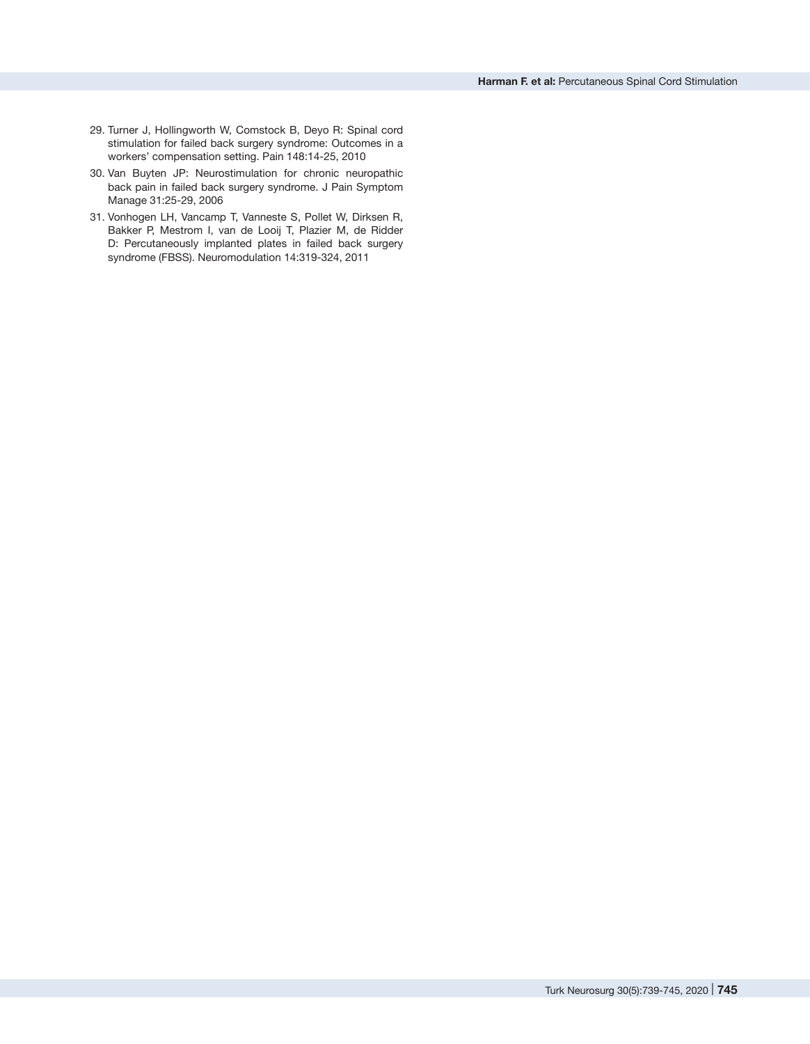29. Turner J, Hollingworth W, Comstock B, Deyo R: Spinal cord stimulation for failed back surgery syndrome: Outcomes in a workers' compensation setting. Pain 148:14-25, 2010
30. Van Buyten JP: Neurostimulation for chronic neuropathic back pain in failed back surgery syndrome. J Pain Symptom Manage 31:25-29, 2006
31. Vonhogen LH, Vancamp T, Vanneste S, Pollet W, Dirksen R, Bakker P, Mestrom I, van de Looij T, Plazier M, de Ridder D: Percutaneously implanted plates in failed back surgery syndrome (FBSS). Neuromodulation 14:319-324, 2011